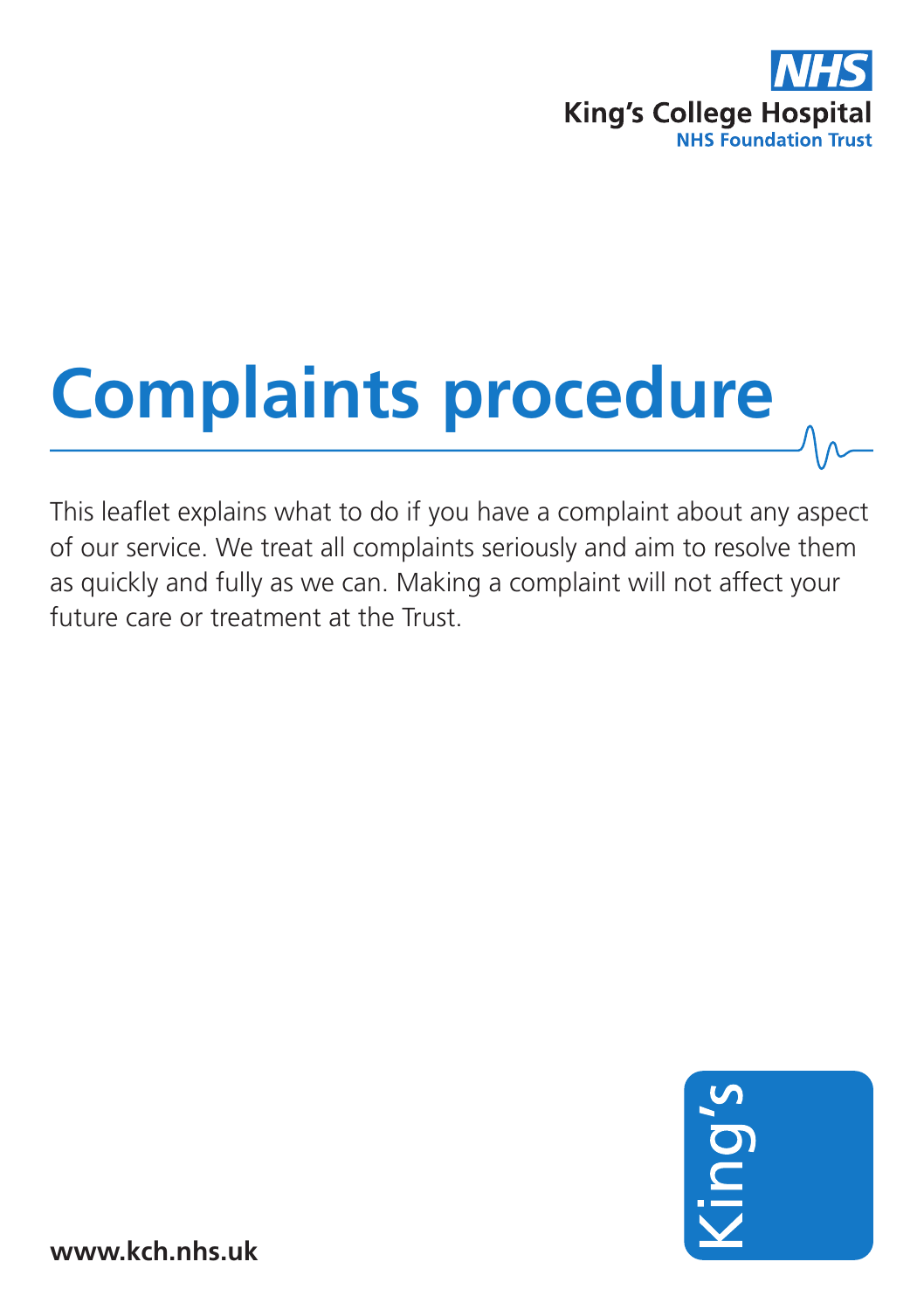NHS
King's College Hospital
NHS Foundation Trust

# Complaints procedure

This leaflet explains what to do if you have a complaint about any aspect of our service. We treat all complaints seriously and aim to resolve them as quickly and fully as we can. Making a complaint will not affect your future care or treatment at the Trust.

King's

**www.kch.nhs.uk**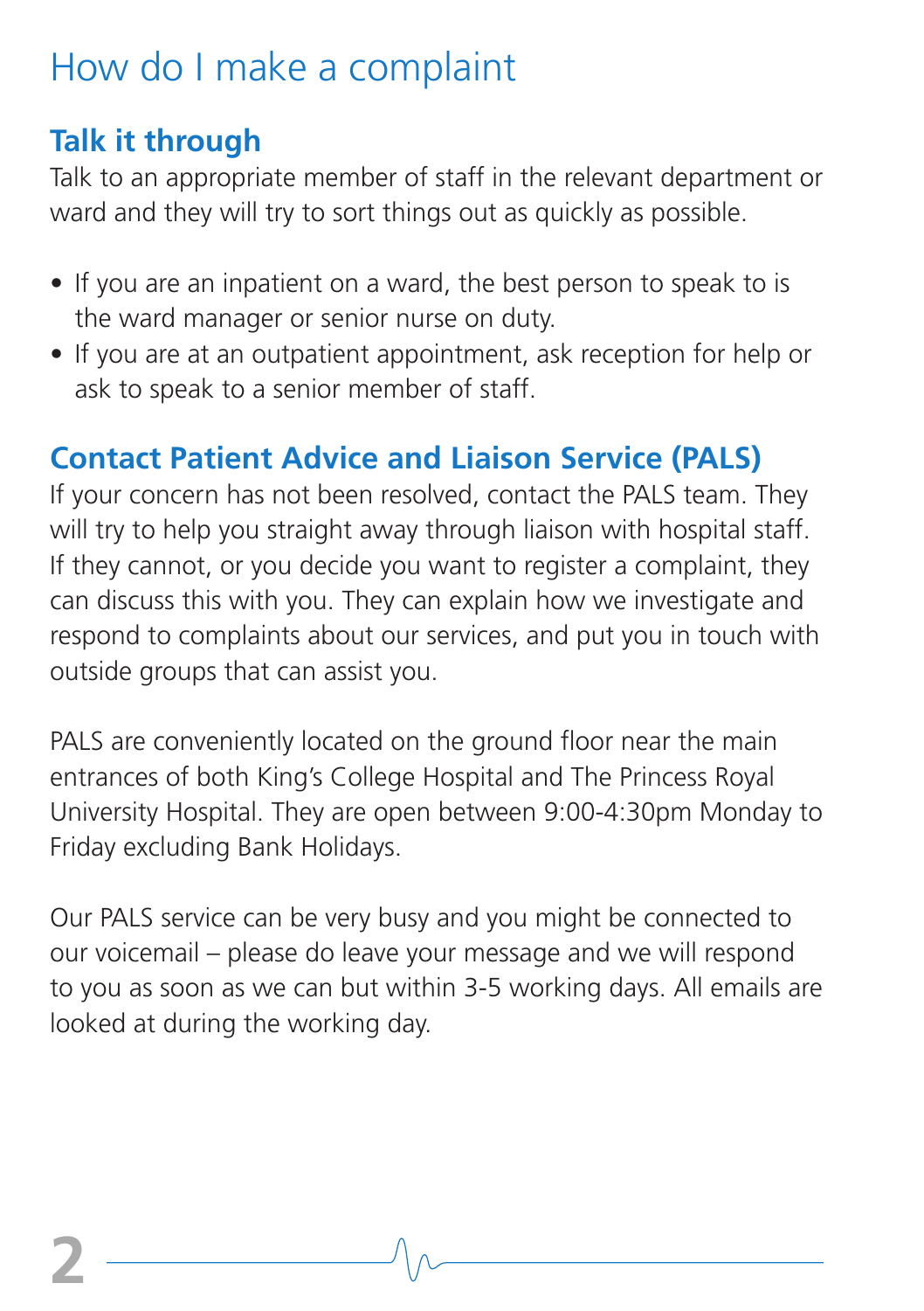# How do I make a complaint

## Talk it through

Talk to an appropriate member of staff in the relevant department or ward and they will try to sort things out as quickly as possible.

- If you are an inpatient on a ward, the best person to speak to is the ward manager or senior nurse on duty.
- If you are at an outpatient appointment, ask reception for help or ask to speak to a senior member of staff.

## Contact Patient Advice and Liaison Service (PALS)

If your concern has not been resolved, contact the PALS team. They will try to help you straight away through liaison with hospital staff. If they cannot, or you decide you want to register a complaint, they can discuss this with you. They can explain how we investigate and respond to complaints about our services, and put you in touch with outside groups that can assist you.

PALS are conveniently located on the ground floor near the main entrances of both King's College Hospital and The Princess Royal University Hospital. They are open between 9:00-4:30pm Monday to Friday excluding Bank Holidays.

Our PALS service can be very busy and you might be connected to our voicemail – please do leave your message and we will respond to you as soon as we can but within 3-5 working days. All emails are looked at during the working day.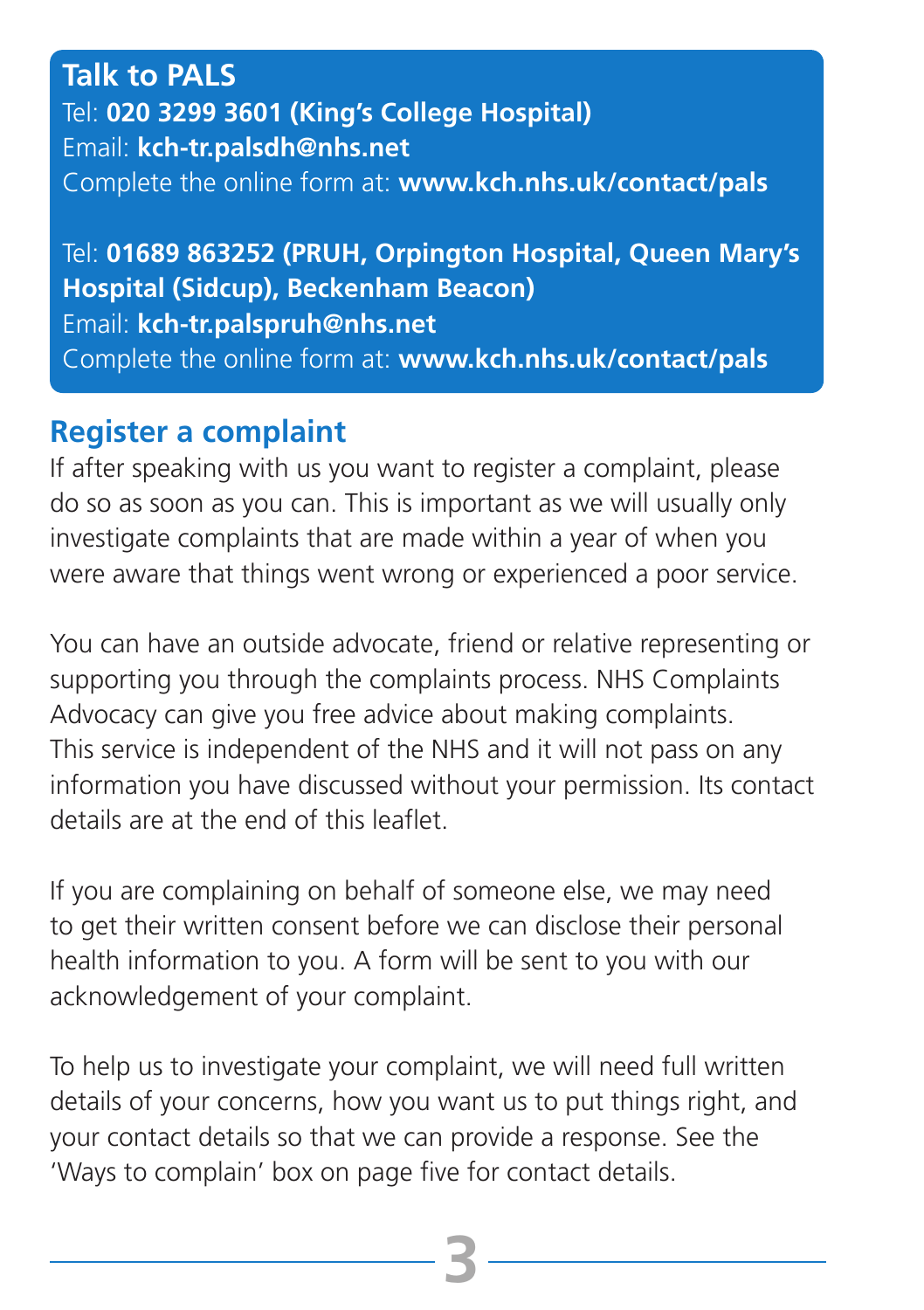## Talk to PALS

Tel: **020 3299 3601 (King's College Hospital)**
Email: **kch-tr.palsdh@nhs.net**
Complete the online form at: **www.kch.nhs.uk/contact/pals**

Tel: **01689 863252 (PRUH, Orpington Hospital, Queen Mary's Hospital (Sidcup), Beckenham Beacon)**
Email: **kch-tr.palspruh@nhs.net**
Complete the online form at: **www.kch.nhs.uk/contact/pals**

## Register a complaint

If after speaking with us you want to register a complaint, please do so as soon as you can. This is important as we will usually only investigate complaints that are made within a year of when you were aware that things went wrong or experienced a poor service.

You can have an outside advocate, friend or relative representing or supporting you through the complaints process. NHS Complaints Advocacy can give you free advice about making complaints. This service is independent of the NHS and it will not pass on any information you have discussed without your permission. Its contact details are at the end of this leaflet.

If you are complaining on behalf of someone else, we may need to get their written consent before we can disclose their personal health information to you. A form will be sent to you with our acknowledgement of your complaint.

To help us to investigate your complaint, we will need full written details of your concerns, how you want us to put things right, and your contact details so that we can provide a response. See the 'Ways to complain' box on page five for contact details.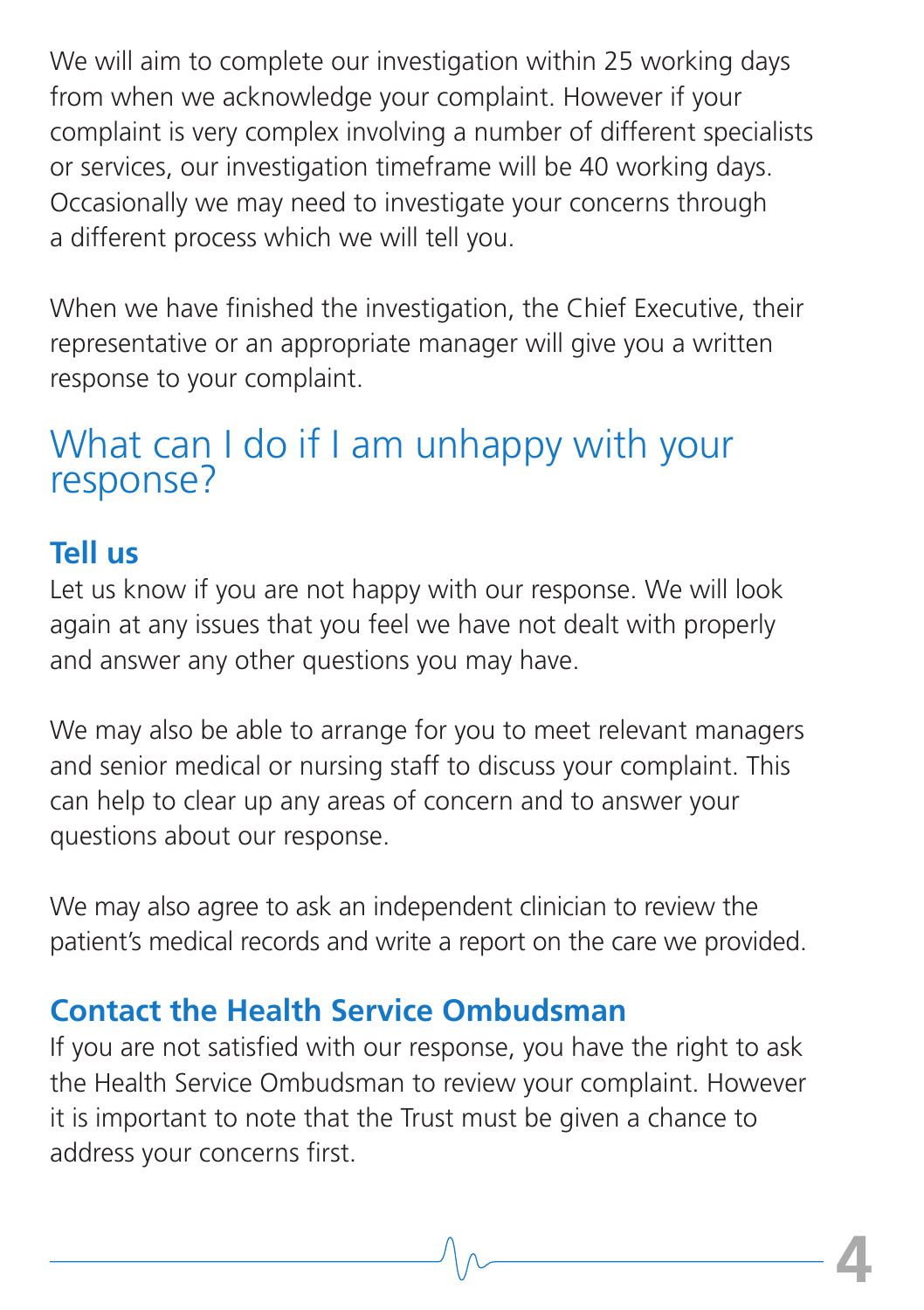We will aim to complete our investigation within 25 working days from when we acknowledge your complaint. However if your complaint is very complex involving a number of different specialists or services, our investigation timeframe will be 40 working days. Occasionally we may need to investigate your concerns through a different process which we will tell you.

When we have finished the investigation, the Chief Executive, their representative or an appropriate manager will give you a written response to your complaint.

## What can I do if I am unhappy with your response?

### Tell us

Let us know if you are not happy with our response. We will look again at any issues that you feel we have not dealt with properly and answer any other questions you may have.

We may also be able to arrange for you to meet relevant managers and senior medical or nursing staff to discuss your complaint. This can help to clear up any areas of concern and to answer your questions about our response.

We may also agree to ask an independent clinician to review the patient's medical records and write a report on the care we provided.

### Contact the Health Service Ombudsman

If you are not satisfied with our response, you have the right to ask the Health Service Ombudsman to review your complaint. However it is important to note that the Trust must be given a chance to address your concerns first.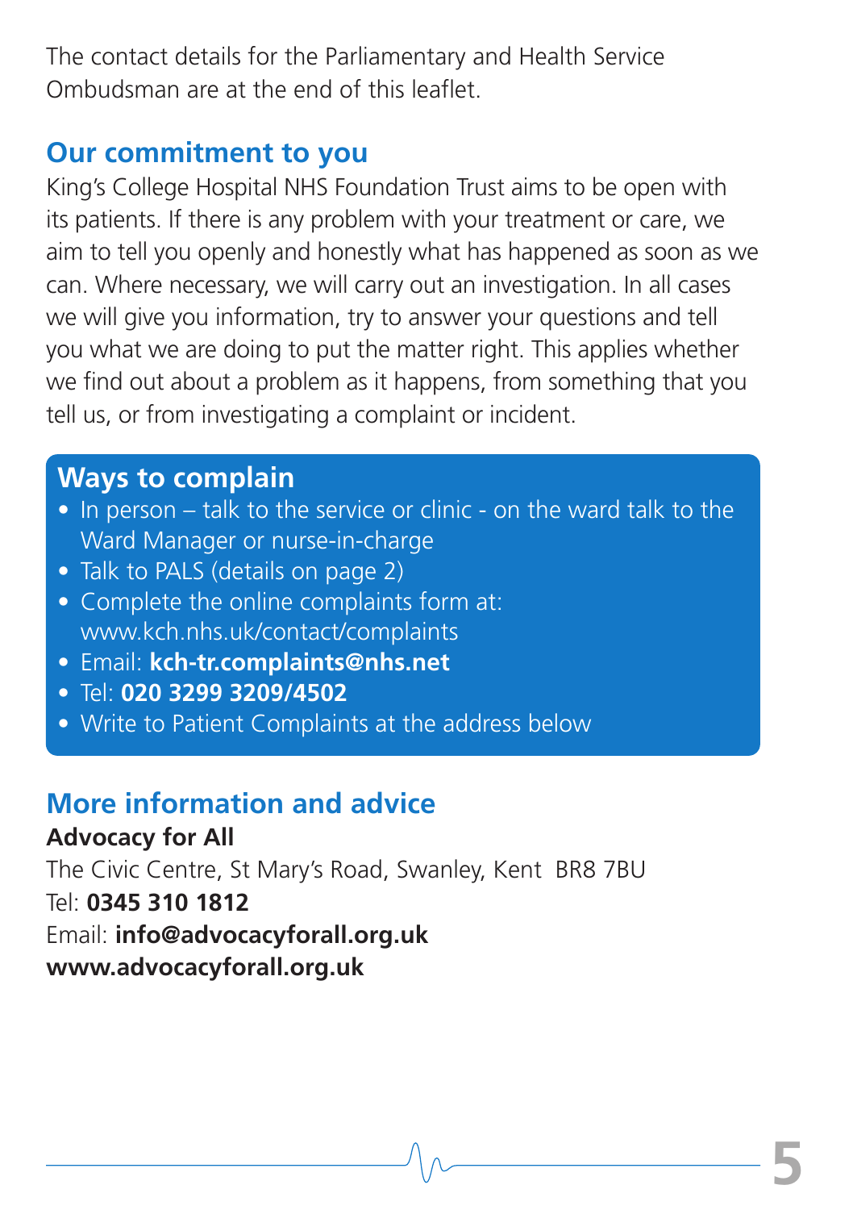The contact details for the Parliamentary and Health Service Ombudsman are at the end of this leaflet.

## Our commitment to you

King's College Hospital NHS Foundation Trust aims to be open with its patients. If there is any problem with your treatment or care, we aim to tell you openly and honestly what has happened as soon as we can. Where necessary, we will carry out an investigation. In all cases we will give you information, try to answer your questions and tell you what we are doing to put the matter right. This applies whether we find out about a problem as it happens, from something that you tell us, or from investigating a complaint or incident.

## Ways to complain

- In person – talk to the service or clinic - on the ward talk to the Ward Manager or nurse-in-charge
- Talk to PALS (details on page 2)
- Complete the online complaints form at: www.kch.nhs.uk/contact/complaints
- Email: **kch-tr.complaints@nhs.net**
- Tel: **020 3299 3209/4502**
- Write to Patient Complaints at the address below

## More information and advice

**Advocacy for All**
The Civic Centre, St Mary's Road, Swanley, Kent BR8 7BU
Tel: **0345 310 1812**
Email: **info@advocacyforall.org.uk**
**www.advocacyforall.org.uk**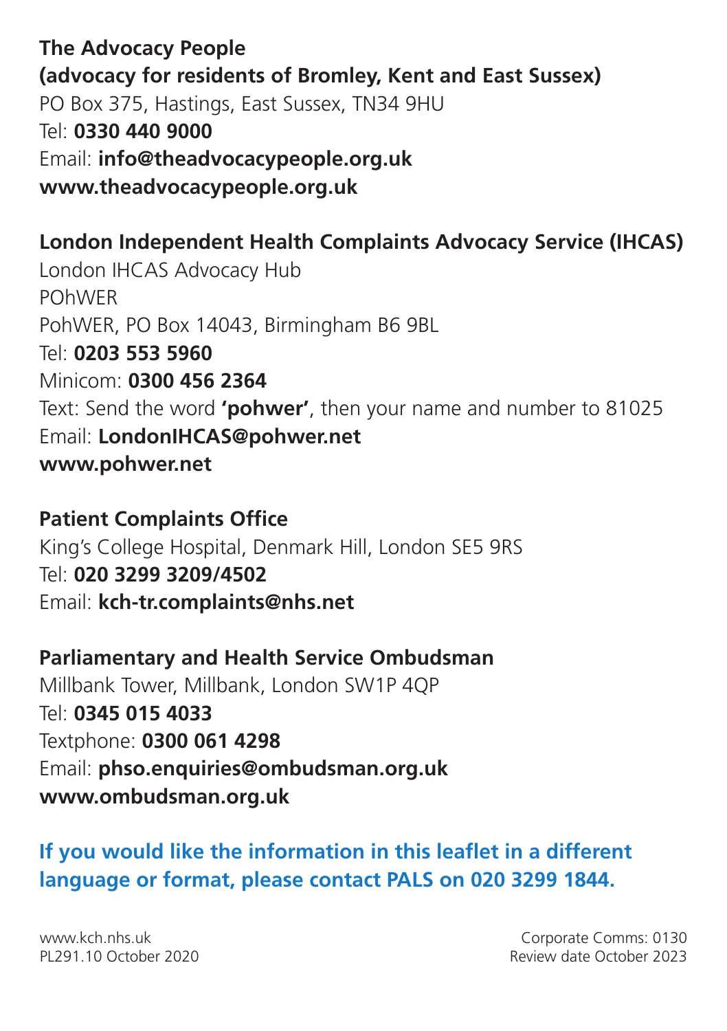**The Advocacy People**
**(advocacy for residents of Bromley, Kent and East Sussex)**
PO Box 375, Hastings, East Sussex, TN34 9HU
Tel: **0330 440 9000**
Email: **info@theadvocacypeople.org.uk**
**www.theadvocacypeople.org.uk**

**London Independent Health Complaints Advocacy Service (IHCAS)**
London IHCAS Advocacy Hub
POhWER
PohWER, PO Box 14043, Birmingham B6 9BL
Tel: **0203 553 5960**
Minicom: **0300 456 2364**
Text: Send the word **'pohwer'**, then your name and number to 81025
Email: **LondonIHCAS@pohwer.net**
**www.pohwer.net**

**Patient Complaints Office**
King's College Hospital, Denmark Hill, London SE5 9RS
Tel: **020 3299 3209/4502**
Email: **kch-tr.complaints@nhs.net**

**Parliamentary and Health Service Ombudsman**
Millbank Tower, Millbank, London SW1P 4QP
Tel: **0345 015 4033**
Textphone: **0300 061 4298**
Email: **phso.enquiries@ombudsman.org.uk**
**www.ombudsman.org.uk**

**If you would like the information in this leaflet in a different language or format, please contact PALS on 020 3299 1844.**

www.kch.nhs.uk
PL291.10 October 2020

Corporate Comms: 0130
Review date October 2023